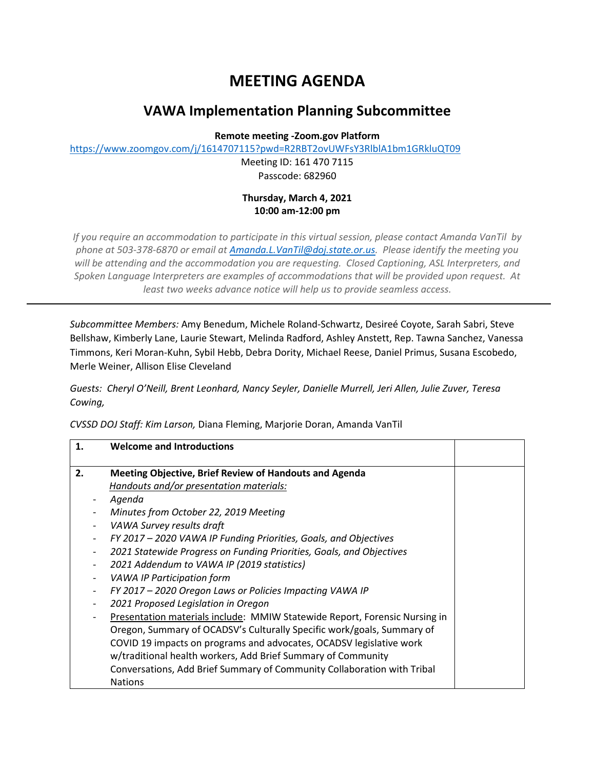# MEETING AGENDA

## VAWA Implementation Planning Subcommittee

**Remote meeting -Zoom.gov Platform**

https://www.zoomgov.com/j/1614707115?pwd=R2RBT2ovUWFsY3RlblA1bm1GRkluQT09

Meeting ID: 161 470 7115

Passcode: 682960

**Thursday, March 4, 2021**
**10:00 am-12:00 pm**

*If you require an accommodation to participate in this virtual session, please contact Amanda VanTil by phone at 503-378-6870 or email at Amanda.L.VanTil@doj.state.or.us. Please identify the meeting you will be attending and the accommodation you are requesting. Closed Captioning, ASL Interpreters, and Spoken Language Interpreters are examples of accommodations that will be provided upon request. At least two weeks advance notice will help us to provide seamless access.*

---

*Subcommittee Members:* Amy Benedum, Michele Roland-Schwartz, Desireé Coyote, Sarah Sabri, Steve Bellshaw, Kimberly Lane, Laurie Stewart, Melinda Radford, Ashley Anstett, Rep. Tawna Sanchez, Vanessa Timmons, Keri Moran-Kuhn, Sybil Hebb, Debra Dority, Michael Reese, Daniel Primus, Susana Escobedo, Merle Weiner, Allison Elise Cleveland

*Guests: Cheryl O'Neill, Brent Leonhard, Nancy Seyler, Danielle Murrell, Jeri Allen, Julie Zuver, Teresa Cowing,*

*CVSSD DOJ Staff: Kim Larson,* Diana Fleming, Marjorie Doran, Amanda VanTil

| | | |
|---|---|---|
| **1.** | **Welcome and Introductions** | |
| **2.** | **Meeting Objective, Brief Review of Handouts and Agenda**<br>*Handouts and/or presentation materials:*<br>- *Agenda*<br>- *Minutes from October 22, 2019 Meeting*<br>- *VAWA Survey results draft*<br>- *FY 2017 – 2020 VAWA IP Funding Priorities, Goals, and Objectives*<br>- *2021 Statewide Progress on Funding Priorities, Goals, and Objectives*<br>- *2021 Addendum to VAWA IP (2019 statistics)*<br>- *VAWA IP Participation form*<br>- *FY 2017 – 2020 Oregon Laws or Policies Impacting VAWA IP*<br>- *2021 Proposed Legislation in Oregon*<br>- Presentation materials include: MMIW Statewide Report, Forensic Nursing in Oregon, Summary of OCADSV's Culturally Specific work/goals, Summary of COVID 19 impacts on programs and advocates, OCADSV legislative work w/traditional health workers, Add Brief Summary of Community Conversations, Add Brief Summary of Community Collaboration with Tribal Nations | |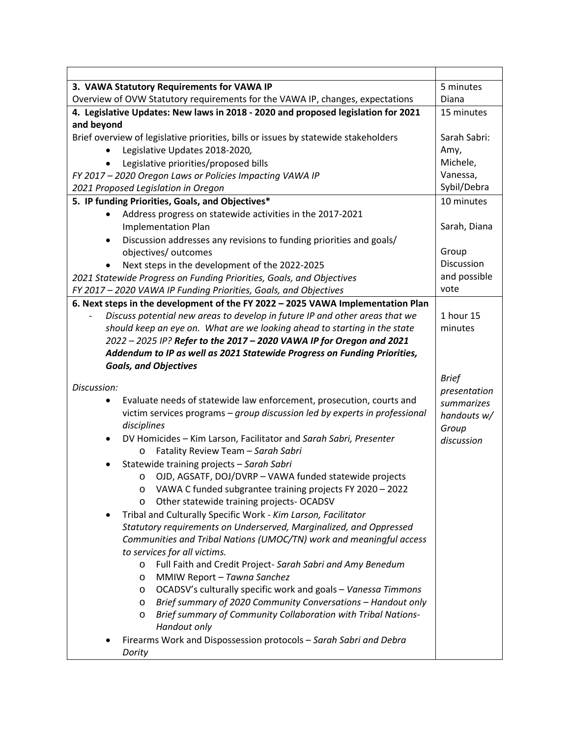| | |
|---|---|
| **3. VAWA Statutory Requirements for VAWA IP**<br>Overview of OVW Statutory requirements for the VAWA IP, changes, expectations | 5 minutes<br>Diana |
| **4. Legislative Updates: New laws in 2018 - 2020 and proposed legislation for 2021 and beyond**<br>Brief overview of legislative priorities, bills or issues by statewide stakeholders<br>• Legislative Updates 2018-2020,<br>• Legislative priorities/proposed bills<br>*FY 2017 – 2020 Oregon Laws or Policies Impacting VAWA IP*<br>*2021 Proposed Legislation in Oregon* | 15 minutes<br><br>Sarah Sabri: Amy, Michele, Vanessa, Sybil/Debra |
| **5. IP funding Priorities, Goals, and Objectives***<br>• Address progress on statewide activities in the 2017-2021 Implementation Plan<br>• Discussion addresses any revisions to funding priorities and goals/ objectives/ outcomes<br>• Next steps in the development of the 2022-2025<br>*2021 Statewide Progress on Funding Priorities, Goals, and Objectives*<br>*FY 2017 – 2020 VAWA IP Funding Priorities, Goals, and Objectives* | 10 minutes<br><br>Sarah, Diana<br><br>Group Discussion and possible vote |
| **6. Next steps in the development of the FY 2022 – 2025 VAWA Implementation Plan**<br>- *Discuss potential new areas to develop in future IP and other areas that we should keep an eye on. What are we looking ahead to starting in the state 2022 – 2025 IP?* ***Refer to the 2017 – 2020 VAWA IP for Oregon and 2021 Addendum to IP as well as 2021 Statewide Progress on Funding Priorities, Goals, and Objectives***<br><br>*Discussion:*<br>• Evaluate needs of statewide law enforcement, prosecution, courts and victim services programs – *group discussion led by experts in professional disciplines*<br>• DV Homicides – Kim Larson, Facilitator and *Sarah Sabri, Presenter*<br>&nbsp;&nbsp;&nbsp;&nbsp;o Fatality Review Team – *Sarah Sabri*<br>• Statewide training projects – *Sarah Sabri*<br>&nbsp;&nbsp;&nbsp;&nbsp;o OJD, AGSATF, DOJ/DVRP – VAWA funded statewide projects<br>&nbsp;&nbsp;&nbsp;&nbsp;o VAWA C funded subgrantee training projects FY 2020 – 2022<br>&nbsp;&nbsp;&nbsp;&nbsp;o Other statewide training projects- OCADSV<br>• Tribal and Culturally Specific Work - *Kim Larson, Facilitator*<br>*Statutory requirements on Underserved, Marginalized, and Oppressed Communities and Tribal Nations (UMOC/TN) work and meaningful access to services for all victims.*<br>&nbsp;&nbsp;&nbsp;&nbsp;o Full Faith and Credit Project- *Sarah Sabri and Amy Benedum*<br>&nbsp;&nbsp;&nbsp;&nbsp;o MMIW Report – *Tawna Sanchez*<br>&nbsp;&nbsp;&nbsp;&nbsp;o OCADSV's culturally specific work and goals – *Vanessa Timmons*<br>&nbsp;&nbsp;&nbsp;&nbsp;o *Brief summary of 2020 Community Conversations – Handout only*<br>&nbsp;&nbsp;&nbsp;&nbsp;o *Brief summary of Community Collaboration with Tribal Nations- Handout only*<br>• Firearms Work and Dispossession protocols – *Sarah Sabri and Debra Dority* | 1 hour 15 minutes<br><br>*Brief presentation summarizes handouts w/ Group discussion* |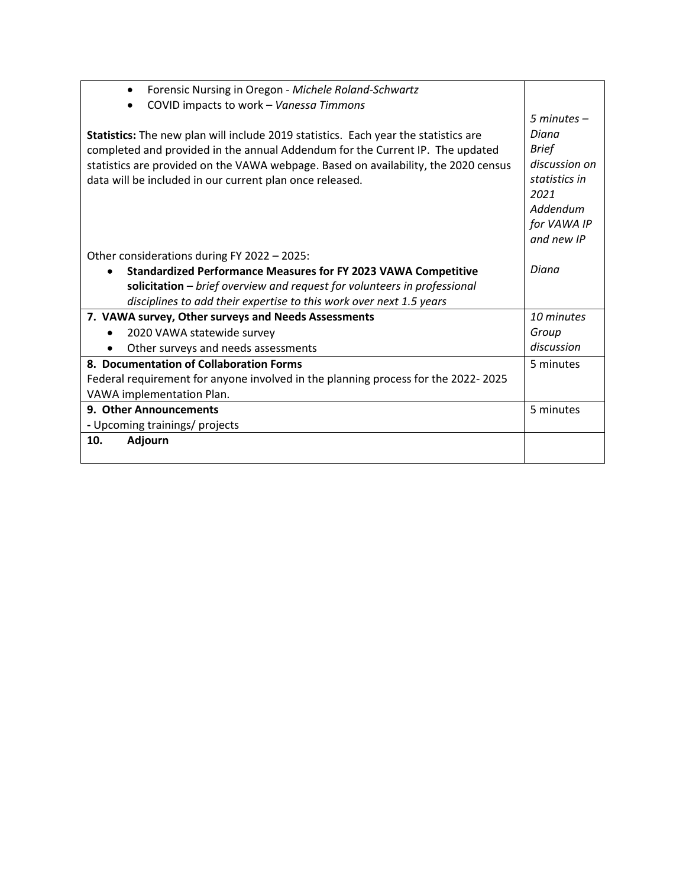| | |
|---|---|
| • Forensic Nursing in Oregon - *Michele Roland-Schwartz*<br>• COVID impacts to work – *Vanessa Timmons*<br><br>**Statistics:** The new plan will include 2019 statistics. Each year the statistics are completed and provided in the annual Addendum for the Current IP. The updated statistics are provided on the VAWA webpage. Based on availability, the 2020 census data will be included in our current plan once released.<br><br>Other considerations during FY 2022 – 2025:<br>• **Standardized Performance Measures for FY 2023 VAWA Competitive solicitation** – *brief overview and request for volunteers in professional disciplines to add their expertise to this work over next 1.5 years* | *5 minutes – Diana Brief discussion on statistics in 2021 Addendum for VAWA IP and new IP*<br><br>*Diana* |
| **7. VAWA survey, Other surveys and Needs Assessments**<br>• 2020 VAWA statewide survey<br>• Other surveys and needs assessments | *10 minutes Group discussion* |
| **8. Documentation of Collaboration Forms**<br>Federal requirement for anyone involved in the planning process for the 2022- 2025 VAWA implementation Plan. | 5 minutes |
| **9. Other Announcements**<br>**-** Upcoming trainings/ projects | 5 minutes |
| **10. Adjourn** | |